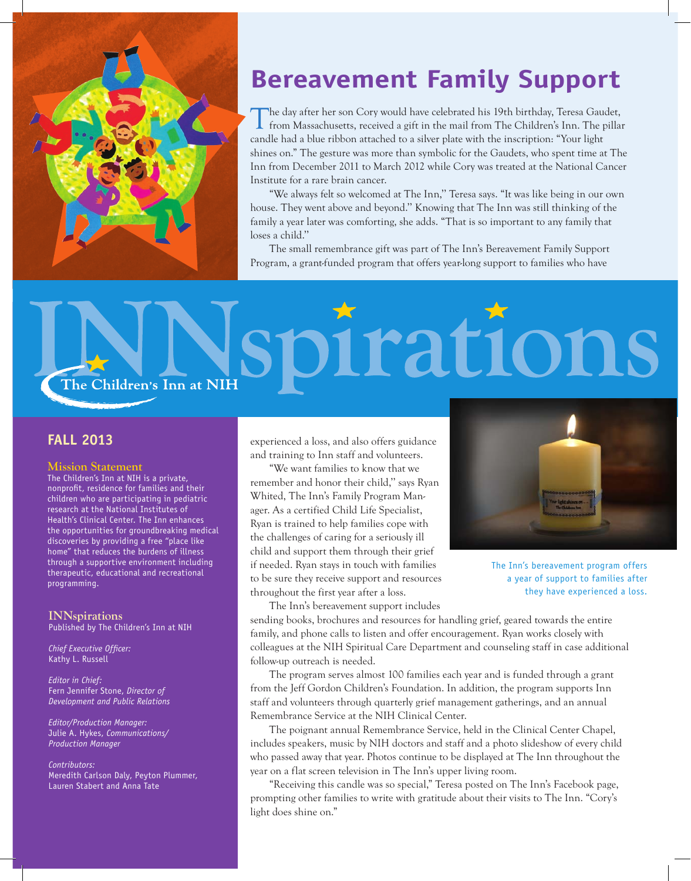# Bereavement Family Support

The day after her son Cory would have celebrated his 19th birthday, Teresa Gaudet, from Massachusetts, received a gift in the mail from The Children's Inn. The pillar candle had a blue ribbon attached to a silver plate with the inscription: "Your light shines on." The gesture was more than symbolic for the Gaudets, who spent time at The Inn from December 2011 to March 2012 while Cory was treated at the National Cancer Institute for a rare brain cancer.

"We always felt so welcomed at The Inn," Teresa says. "It was like being in our own house. They went above and beyond." Knowing that The Inn was still thinking of the family a year later was comforting, she adds. "That is so important to any family that loses a child."

The small remembrance gift was part of The Inn's Bereavement Family Support Program, a grant-funded program that offers year-long support to families who have experienced a loss, and also offers guidance and training to Inn staff and volunteers.

"We want families to know that we remember and honor their child," says Ryan Whited, The Inn's Family Program Manager. As a certified Child Life Specialist, Ryan is trained to help families cope with the challenges of caring for a seriously ill child and support them through their grief if needed. Ryan stays in touch with families to be sure they receive support and resources throughout the first year after a loss.

The Inn's bereavement support includes sending books, brochures and resources for handling grief, geared towards the entire family, and phone calls to listen and offer encouragement. Ryan works closely with colleagues at the NIH Spiritual Care Department and counseling staff in case additional follow-up outreach is needed.

The program serves almost 100 families each year and is funded through a grant from the Jeff Gordon Children's Foundation. In addition, the program supports Inn staff and volunteers through quarterly grief management gatherings, and an annual Remembrance Service at the NIH Clinical Center.

The poignant annual Remembrance Service, held in the Clinical Center Chapel, includes speakers, music by NIH doctors and staff and a photo slideshow of every child who passed away that year. Photos continue to be displayed at The Inn throughout the year on a flat screen television in The Inn's upper living room.

"Receiving this candle was so special," Teresa posted on The Inn's Facebook page, prompting other families to write with gratitude about their visits to The Inn. "Cory's light does shine on."

The Inn's bereavement program offers a year of support to families after they have experienced a loss.

# INNspirations

The Children's Inn at NIH

## FALL 2013

### Mission Statement

The Children's Inn at NIH is a private, nonprofit, residence for families and their children who are participating in pediatric research at the National Institutes of Health's Clinical Center. The Inn enhances the opportunities for groundbreaking medical discoveries by providing a free "place like home" that reduces the burdens of illness through a supportive environment including therapeutic, educational and recreational programming.

### INNspirations

Published by The Children's Inn at NIH

*Chief Executive Officer:*
Kathy L. Russell

*Editor in Chief:*
Fern Jennifer Stone, *Director of Development and Public Relations*

*Editor/Production Manager:*
Julie A. Hykes, *Communications/Production Manager*

*Contributors:*
Meredith Carlson Daly, Peyton Plummer, Lauren Stabert and Anna Tate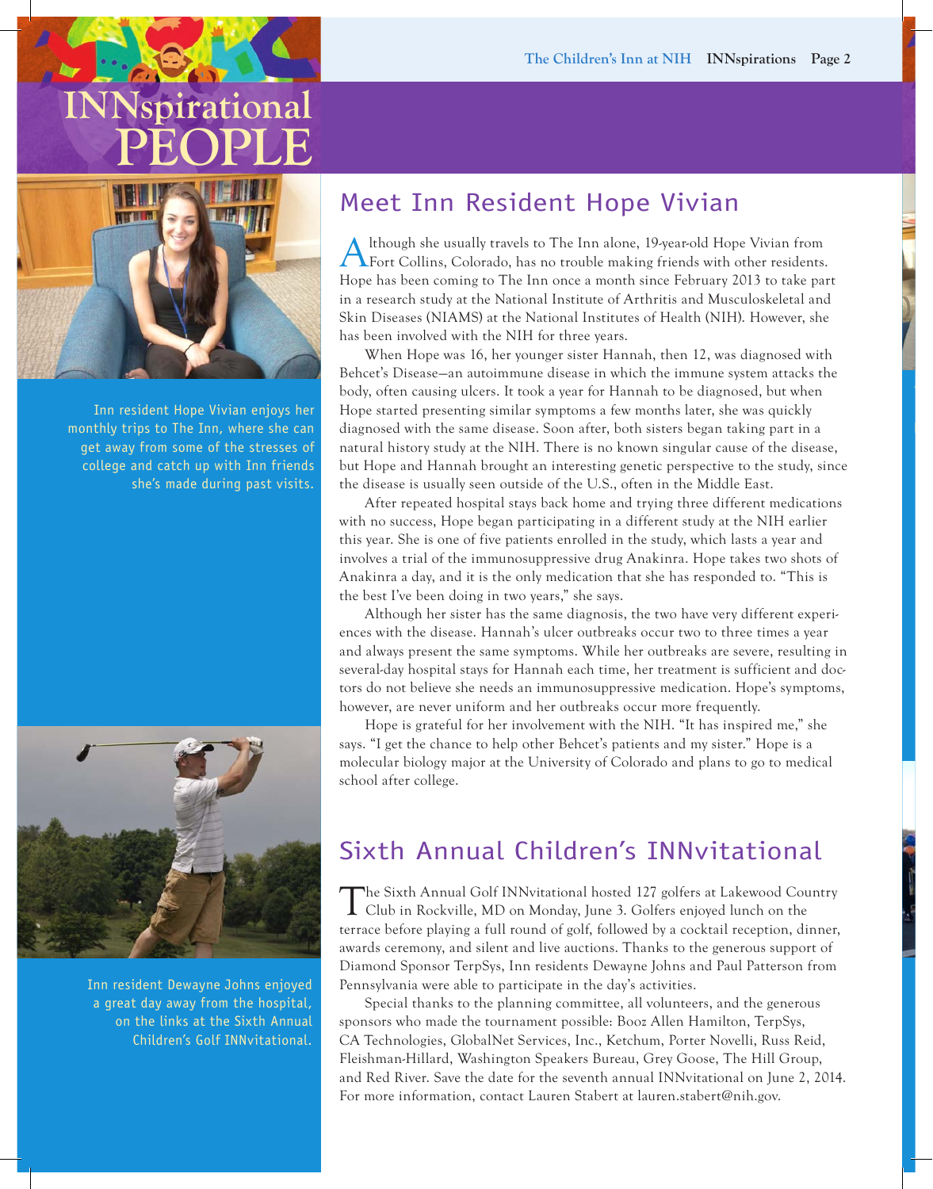# INNspirational PEOPLE

Inn resident Hope Vivian enjoys her monthly trips to The Inn, where she can get away from some of the stresses of college and catch up with Inn friends she's made during past visits.

## Meet Inn Resident Hope Vivian

Although she usually travels to The Inn alone, 19-year-old Hope Vivian from Fort Collins, Colorado, has no trouble making friends with other residents. Hope has been coming to The Inn once a month since February 2013 to take part in a research study at the National Institute of Arthritis and Musculoskeletal and Skin Diseases (NIAMS) at the National Institutes of Health (NIH). However, she has been involved with the NIH for three years.

When Hope was 16, her younger sister Hannah, then 12, was diagnosed with Behcet's Disease—an autoimmune disease in which the immune system attacks the body, often causing ulcers. It took a year for Hannah to be diagnosed, but when Hope started presenting similar symptoms a few months later, she was quickly diagnosed with the same disease. Soon after, both sisters began taking part in a natural history study at the NIH. There is no known singular cause of the disease, but Hope and Hannah brought an interesting genetic perspective to the study, since the disease is usually seen outside of the U.S., often in the Middle East.

After repeated hospital stays back home and trying three different medications with no success, Hope began participating in a different study at the NIH earlier this year. She is one of five patients enrolled in the study, which lasts a year and involves a trial of the immunosuppressive drug Anakinra. Hope takes two shots of Anakinra a day, and it is the only medication that she has responded to. "This is the best I've been doing in two years," she says.

Although her sister has the same diagnosis, the two have very different experiences with the disease. Hannah's ulcer outbreaks occur two to three times a year and always present the same symptoms. While her outbreaks are severe, resulting in several-day hospital stays for Hannah each time, her treatment is sufficient and doctors do not believe she needs an immunosuppressive medication. Hope's symptoms, however, are never uniform and her outbreaks occur more frequently.

Hope is grateful for her involvement with the NIH. "It has inspired me," she says. "I get the chance to help other Behcet's patients and my sister." Hope is a molecular biology major at the University of Colorado and plans to go to medical school after college.

## Sixth Annual Children's INNvitational

The Sixth Annual Golf INNvitational hosted 127 golfers at Lakewood Country Club in Rockville, MD on Monday, June 3. Golfers enjoyed lunch on the terrace before playing a full round of golf, followed by a cocktail reception, dinner, awards ceremony, and silent and live auctions. Thanks to the generous support of Diamond Sponsor TerpSys, Inn residents Dewayne Johns and Paul Patterson from Pennsylvania were able to participate in the day's activities.

Special thanks to the planning committee, all volunteers, and the generous sponsors who made the tournament possible: Booz Allen Hamilton, TerpSys, CA Technologies, GlobalNet Services, Inc., Ketchum, Porter Novelli, Russ Reid, Fleishman-Hillard, Washington Speakers Bureau, Grey Goose, The Hill Group, and Red River. Save the date for the seventh annual INNvitational on June 2, 2014. For more information, contact Lauren Stabert at lauren.stabert@nih.gov.

Inn resident Dewayne Johns enjoyed a great day away from the hospital, on the links at the Sixth Annual Children's Golf INNvitational.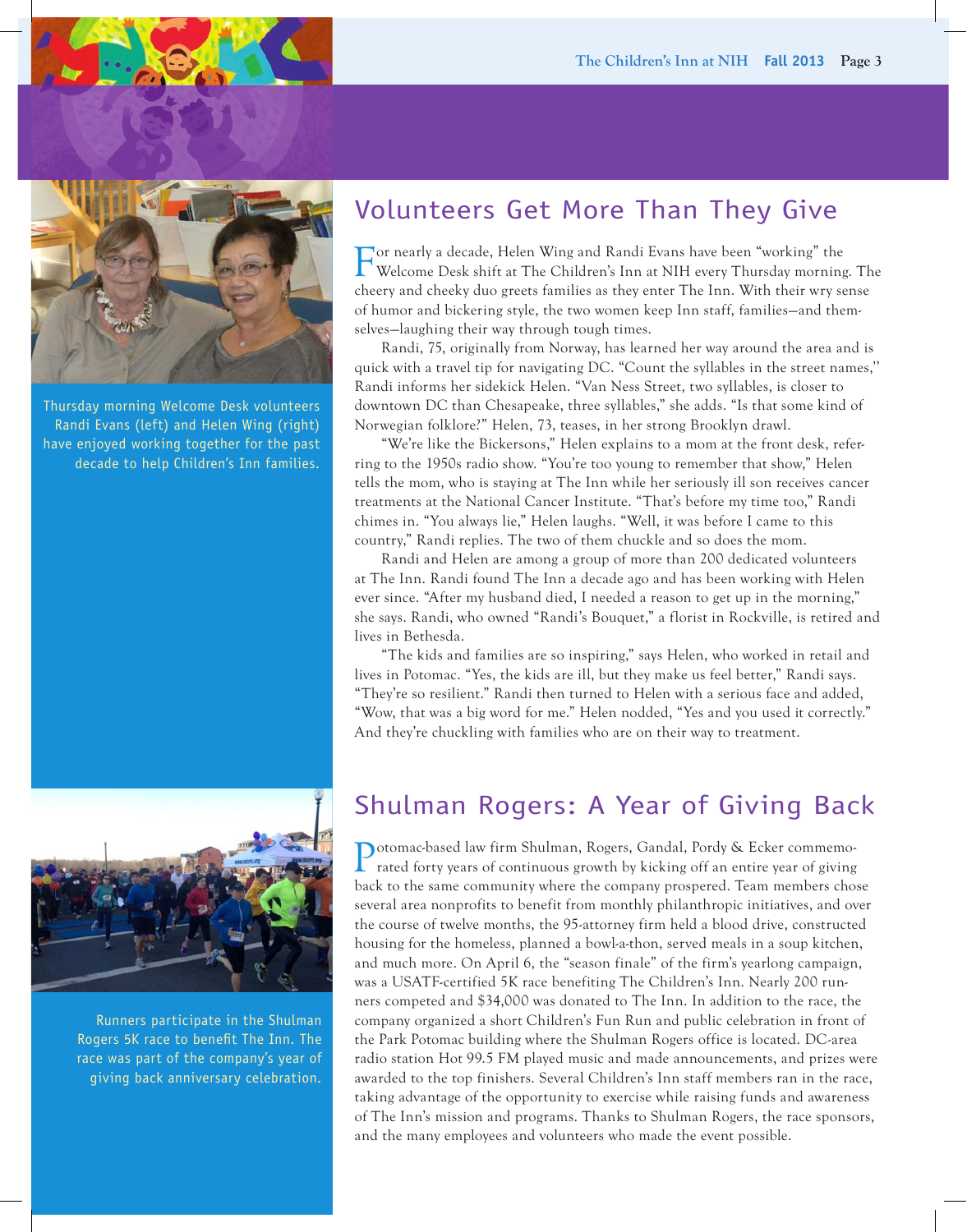## Volunteers Get More Than They Give

For nearly a decade, Helen Wing and Randi Evans have been "working" the Welcome Desk shift at The Children's Inn at NIH every Thursday morning. The cheery and cheeky duo greets families as they enter The Inn. With their wry sense of humor and bickering style, the two women keep Inn staff, families—and themselves—laughing their way through tough times.

Randi, 75, originally from Norway, has learned her way around the area and is quick with a travel tip for navigating DC. "Count the syllables in the street names," Randi informs her sidekick Helen. "Van Ness Street, two syllables, is closer to downtown DC than Chesapeake, three syllables," she adds. "Is that some kind of Norwegian folklore?" Helen, 73, teases, in her strong Brooklyn drawl.

"We're like the Bickersons," Helen explains to a mom at the front desk, referring to the 1950s radio show. "You're too young to remember that show," Helen tells the mom, who is staying at The Inn while her seriously ill son receives cancer treatments at the National Cancer Institute. "That's before my time too," Randi chimes in. "You always lie," Helen laughs. "Well, it was before I came to this country," Randi replies. The two of them chuckle and so does the mom.

Randi and Helen are among a group of more than 200 dedicated volunteers at The Inn. Randi found The Inn a decade ago and has been working with Helen ever since. "After my husband died, I needed a reason to get up in the morning," she says. Randi, who owned "Randi's Bouquet," a florist in Rockville, is retired and lives in Bethesda.

"The kids and families are so inspiring," says Helen, who worked in retail and lives in Potomac. "Yes, the kids are ill, but they make us feel better," Randi says. "They're so resilient." Randi then turned to Helen with a serious face and added, "Wow, that was a big word for me." Helen nodded, "Yes and you used it correctly." And they're chuckling with families who are on their way to treatment.

Thursday morning Welcome Desk volunteers Randi Evans (left) and Helen Wing (right) have enjoyed working together for the past decade to help Children's Inn families.

## Shulman Rogers: A Year of Giving Back

Potomac-based law firm Shulman, Rogers, Gandal, Pordy & Ecker commemorated forty years of continuous growth by kicking off an entire year of giving back to the same community where the company prospered. Team members chose several area nonprofits to benefit from monthly philanthropic initiatives, and over the course of twelve months, the 95-attorney firm held a blood drive, constructed housing for the homeless, planned a bowl-a-thon, served meals in a soup kitchen, and much more. On April 6, the "season finale" of the firm's yearlong campaign, was a USATF-certified 5K race benefiting The Children's Inn. Nearly 200 runners competed and $34,000 was donated to The Inn. In addition to the race, the company organized a short Children's Fun Run and public celebration in front of the Park Potomac building where the Shulman Rogers office is located. DC-area radio station Hot 99.5 FM played music and made announcements, and prizes were awarded to the top finishers. Several Children's Inn staff members ran in the race, taking advantage of the opportunity to exercise while raising funds and awareness of The Inn's mission and programs. Thanks to Shulman Rogers, the race sponsors, and the many employees and volunteers who made the event possible.

Runners participate in the Shulman Rogers 5K race to benefit The Inn. The race was part of the company's year of giving back anniversary celebration.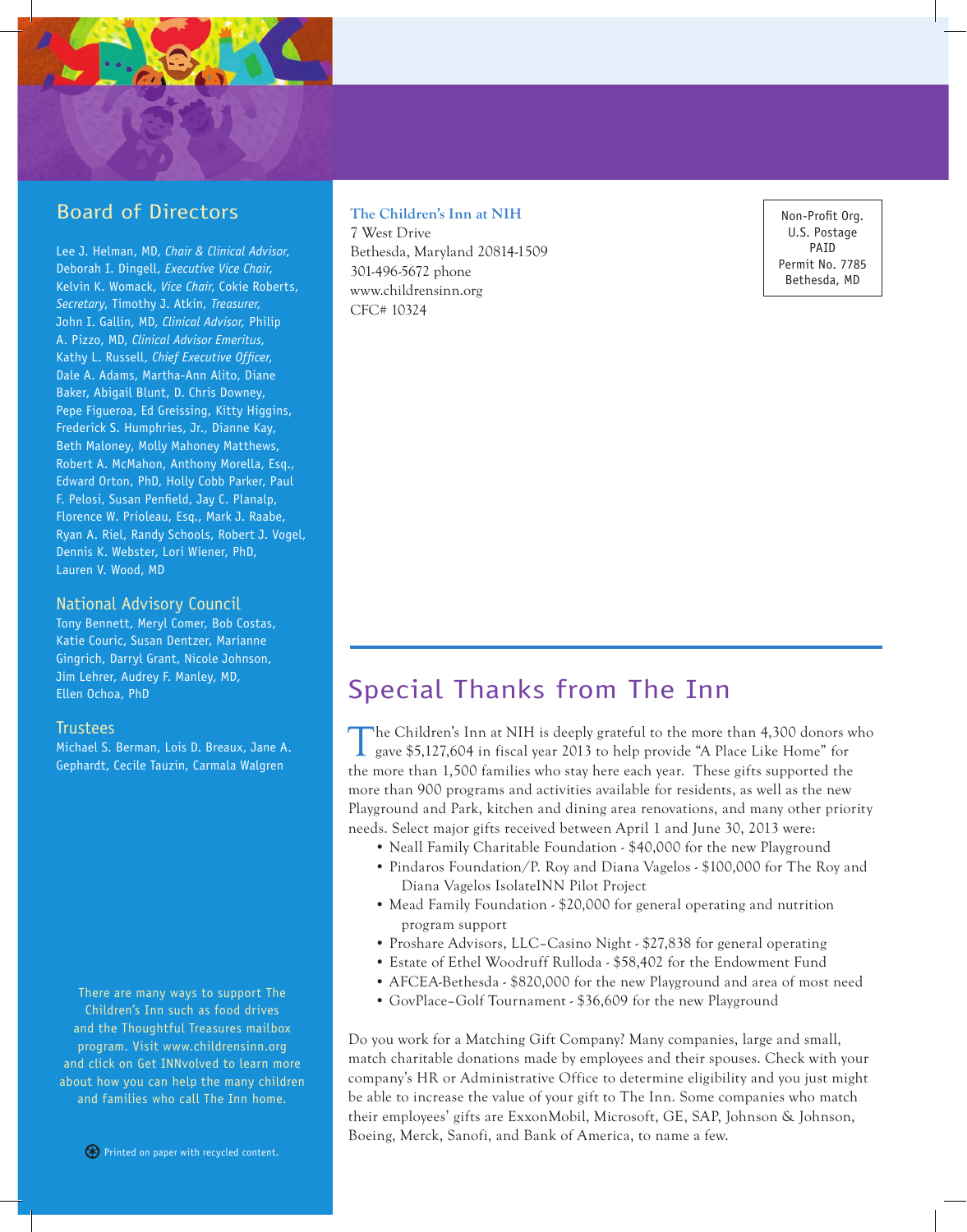## Board of Directors

Lee J. Helman, MD, *Chair & Clinical Advisor*, Deborah I. Dingell, *Executive Vice Chair*, Kelvin K. Womack, *Vice Chair*, Cokie Roberts, *Secretary*, Timothy J. Atkin, *Treasurer*, John I. Gallin, MD, *Clinical Advisor*, Philip A. Pizzo, MD, *Clinical Advisor Emeritus*, Kathy L. Russell, *Chief Executive Officer*, Dale A. Adams, Martha-Ann Alito, Diane Baker, Abigail Blunt, D. Chris Downey, Pepe Figueroa, Ed Greissing, Kitty Higgins, Frederick S. Humphries, Jr., Dianne Kay, Beth Maloney, Molly Mahoney Matthews, Robert A. McMahon, Anthony Morella, Esq., Edward Orton, PhD, Holly Cobb Parker, Paul F. Pelosi, Susan Penfield, Jay C. Planalp, Florence W. Prioleau, Esq., Mark J. Raabe, Ryan A. Riel, Randy Schools, Robert J. Vogel, Dennis K. Webster, Lori Wiener, PhD, Lauren V. Wood, MD

### National Advisory Council

Tony Bennett, Meryl Comer, Bob Costas, Katie Couric, Susan Dentzer, Marianne Gingrich, Darryl Grant, Nicole Johnson, Jim Lehrer, Audrey F. Manley, MD, Ellen Ochoa, PhD

### Trustees

Michael S. Berman, Lois D. Breaux, Jane A. Gephardt, Cecile Tauzin, Carmala Walgren

There are many ways to support The Children's Inn such as food drives and the Thoughtful Treasures mailbox program. Visit www.childrensinn.org and click on Get INNvolved to learn more about how you can help the many children and families who call The Inn home.

Printed on paper with recycled content.

**The Children's Inn at NIH**
7 West Drive
Bethesda, Maryland 20814-1509
301-496-5672 phone
www.childrensinn.org
CFC# 10324

Non-Profit Org.
U.S. Postage
PAID
Permit No. 7785
Bethesda, MD

## Special Thanks from The Inn

The Children's Inn at NIH is deeply grateful to the more than 4,300 donors who gave $5,127,604 in fiscal year 2013 to help provide "A Place Like Home" for the more than 1,500 families who stay here each year. These gifts supported the more than 900 programs and activities available for residents, as well as the new Playground and Park, kitchen and dining area renovations, and many other priority needs. Select major gifts received between April 1 and June 30, 2013 were:

- Neall Family Charitable Foundation - $40,000 for the new Playground
- Pindaros Foundation/P. Roy and Diana Vagelos - $100,000 for The Roy and Diana Vagelos IsolateINN Pilot Project
- Mead Family Foundation - $20,000 for general operating and nutrition program support
- Proshare Advisors, LLC–Casino Night - $27,838 for general operating
- Estate of Ethel Woodruff Rulloda - $58,402 for the Endowment Fund
- AFCEA-Bethesda - $820,000 for the new Playground and area of most need
- GovPlace–Golf Tournament - $36,609 for the new Playground

Do you work for a Matching Gift Company? Many companies, large and small, match charitable donations made by employees and their spouses. Check with your company's HR or Administrative Office to determine eligibility and you just might be able to increase the value of your gift to The Inn. Some companies who match their employees' gifts are ExxonMobil, Microsoft, GE, SAP, Johnson & Johnson, Boeing, Merck, Sanofi, and Bank of America, to name a few.